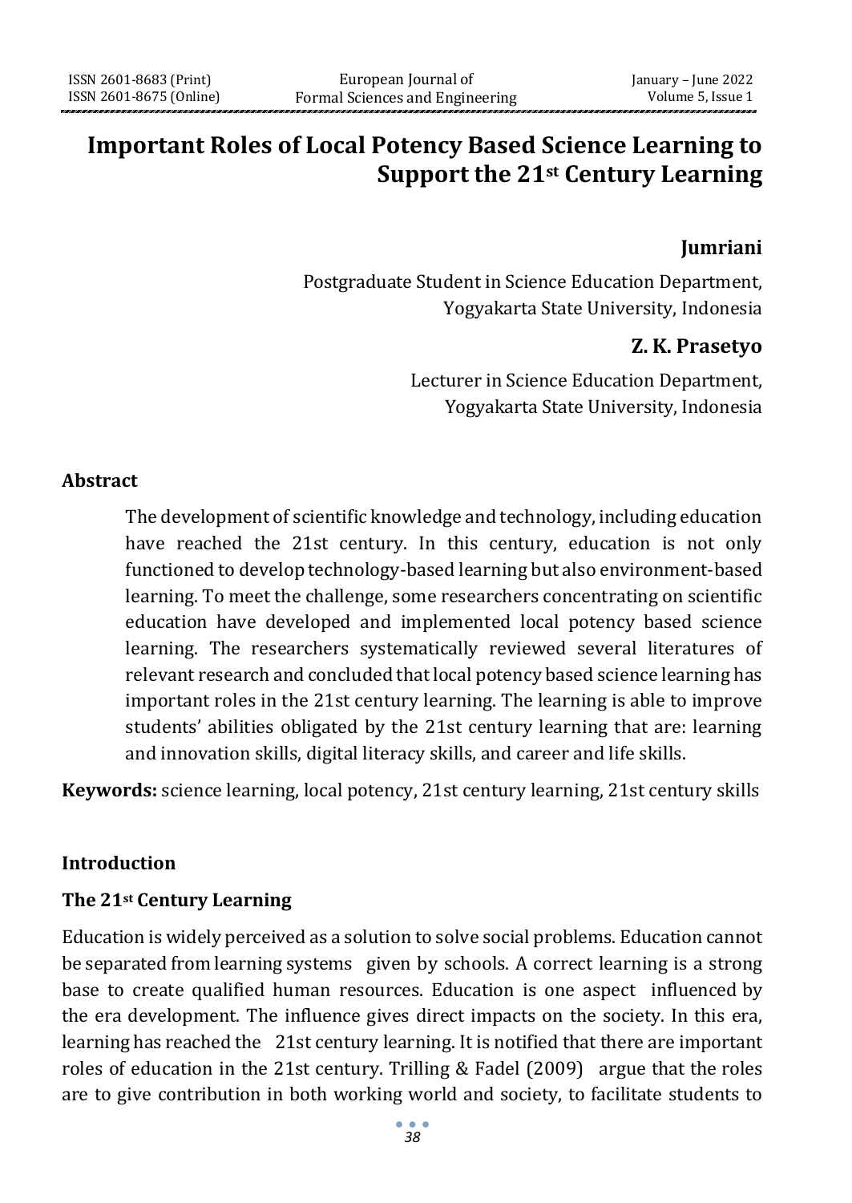# Important Roles of Local Potency Based Science Learning to Support the 21st Century Learning

**Jumriani**

Postgraduate Student in Science Education Department,
Yogyakarta State University, Indonesia

**Z. K. Prasetyo**

Lecturer in Science Education Department,
Yogyakarta State University, Indonesia

## Abstract

The development of scientific knowledge and technology, including education have reached the 21st century. In this century, education is not only functioned to develop technology-based learning but also environment-based learning. To meet the challenge, some researchers concentrating on scientific education have developed and implemented local potency based science learning. The researchers systematically reviewed several literatures of relevant research and concluded that local potency based science learning has important roles in the 21st century learning. The learning is able to improve students' abilities obligated by the 21st century learning that are: learning and innovation skills, digital literacy skills, and career and life skills.

**Keywords:** science learning, local potency, 21st century learning, 21st century skills

## Introduction

### The 21st Century Learning

Education is widely perceived as a solution to solve social problems. Education cannot be separated from learning systems given by schools. A correct learning is a strong base to create qualified human resources. Education is one aspect influenced by the era development. The influence gives direct impacts on the society. In this era, learning has reached the 21st century learning. It is notified that there are important roles of education in the 21st century. Trilling & Fadel (2009) argue that the roles are to give contribution in both working world and society, to facilitate students to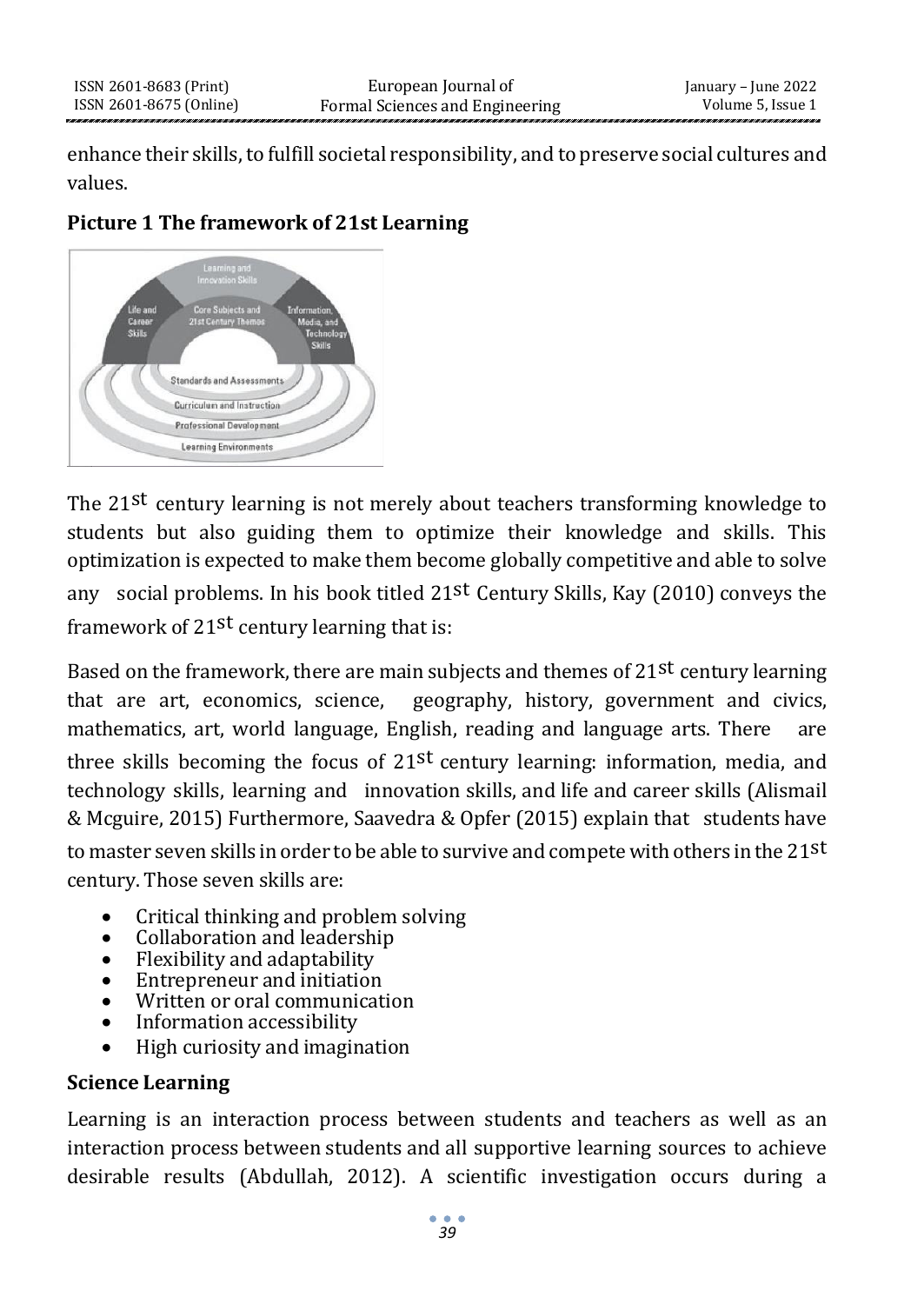enhance their skills, to fulfill societal responsibility, and to preserve social cultures and values.

**Picture 1 The framework of 21st Learning**

The 21st century learning is not merely about teachers transforming knowledge to students but also guiding them to optimize their knowledge and skills. This optimization is expected to make them become globally competitive and able to solve any social problems. In his book titled 21st Century Skills, Kay (2010) conveys the framework of 21st century learning that is:

Based on the framework, there are main subjects and themes of 21st century learning that are art, economics, science, geography, history, government and civics, mathematics, art, world language, English, reading and language arts. There are three skills becoming the focus of 21st century learning: information, media, and technology skills, learning and innovation skills, and life and career skills (Alismail & Mcguire, 2015) Furthermore, Saavedra & Opfer (2015) explain that students have to master seven skills in order to be able to survive and compete with others in the 21st century. Those seven skills are:

- Critical thinking and problem solving
- Collaboration and leadership
- Flexibility and adaptability
- Entrepreneur and initiation
- Written or oral communication
- Information accessibility
- High curiosity and imagination

**Science Learning**

Learning is an interaction process between students and teachers as well as an interaction process between students and all supportive learning sources to achieve desirable results (Abdullah, 2012). A scientific investigation occurs during a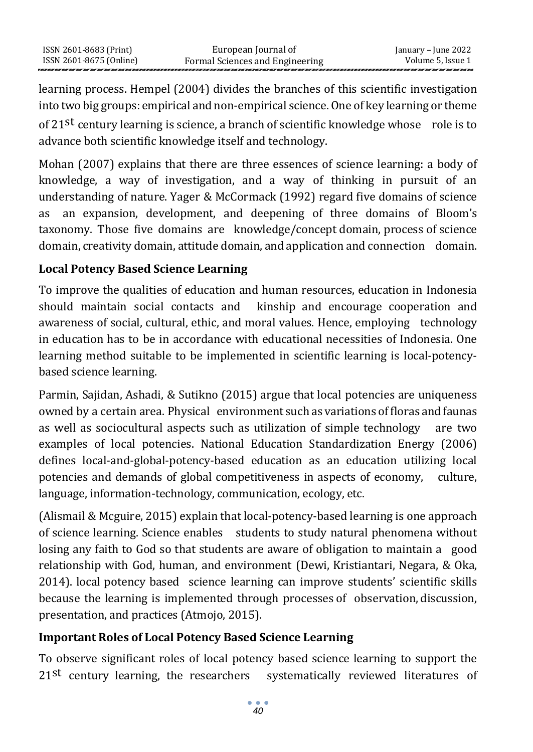learning process. Hempel (2004) divides the branches of this scientific investigation into two big groups: empirical and non-empirical science. One of key learning or theme of 21st century learning is science, a branch of scientific knowledge whose role is to advance both scientific knowledge itself and technology.

Mohan (2007) explains that there are three essences of science learning: a body of knowledge, a way of investigation, and a way of thinking in pursuit of an understanding of nature. Yager & McCormack (1992) regard five domains of science as an expansion, development, and deepening of three domains of Bloom's taxonomy. Those five domains are knowledge/concept domain, process of science domain, creativity domain, attitude domain, and application and connection domain.

## Local Potency Based Science Learning

To improve the qualities of education and human resources, education in Indonesia should maintain social contacts and kinship and encourage cooperation and awareness of social, cultural, ethic, and moral values. Hence, employing technology in education has to be in accordance with educational necessities of Indonesia. One learning method suitable to be implemented in scientific learning is local-potency-based science learning.

Parmin, Sajidan, Ashadi, & Sutikno (2015) argue that local potencies are uniqueness owned by a certain area. Physical environment such as variations of floras and faunas as well as sociocultural aspects such as utilization of simple technology are two examples of local potencies. National Education Standardization Energy (2006) defines local-and-global-potency-based education as an education utilizing local potencies and demands of global competitiveness in aspects of economy, culture, language, information-technology, communication, ecology, etc.

(Alismail & Mcguire, 2015) explain that local-potency-based learning is one approach of science learning. Science enables students to study natural phenomena without losing any faith to God so that students are aware of obligation to maintain a good relationship with God, human, and environment (Dewi, Kristiantari, Negara, & Oka, 2014). local potency based science learning can improve students' scientific skills because the learning is implemented through processes of observation, discussion, presentation, and practices (Atmojo, 2015).

## Important Roles of Local Potency Based Science Learning

To observe significant roles of local potency based science learning to support the 21st century learning, the researchers systematically reviewed literatures of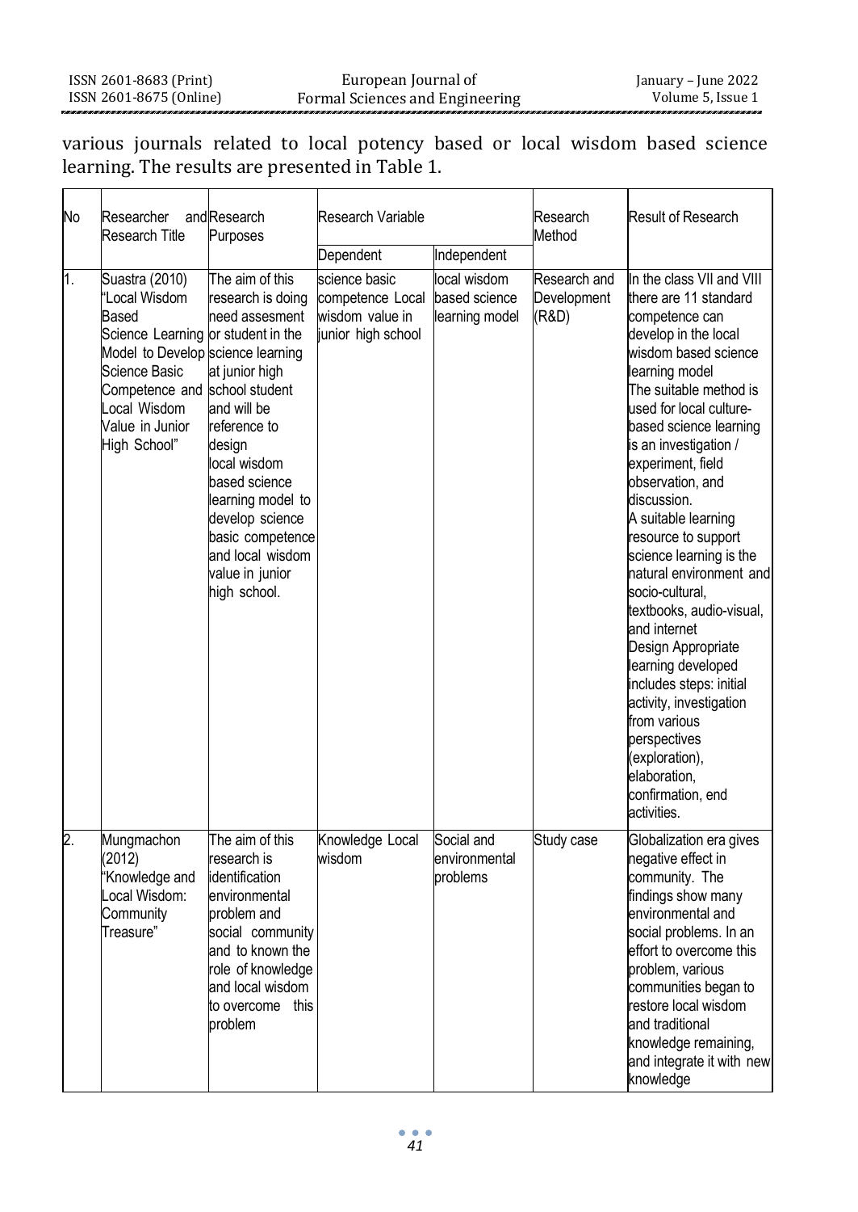various journals related to local potency based or local wisdom based science learning. The results are presented in Table 1.

| No | Researcher and Research Title | Research Purposes | Research Variable | | Research Method | Result of Research |
|---|---|---|---|---|---|---|
| | | | Dependent | Independent | | |
| 1. | Suastra (2010) "Local Wisdom Based Science Learning Model to Develop Science Basic Competence and Local Wisdom Value in Junior High School" | The aim of this research is doing need assesment or student in the science learning at junior high school student and will be reference to design local wisdom based science learning model to develop science basic competence and local wisdom value in junior high school. | science basic competence Local wisdom value in junior high school | local wisdom based science learning model | Research and Development (R&D) | In the class VII and VIII there are 11 standard competence can develop in the local wisdom based science learning model The suitable method is used for local culture-based science learning is an investigation / experiment, field observation, and discussion. A suitable learning resource to support science learning is the natural environment and socio-cultural, textbooks, audio-visual, and internet Design Appropriate learning developed includes steps: initial activity, investigation from various perspectives (exploration), elaboration, confirmation, end activities. |
| 2. | Mungmachon (2012) "Knowledge and Local Wisdom: Community Treasure" | The aim of this research is identification environmental problem and social community and to known the role of knowledge and local wisdom to overcome this problem | Knowledge Local wisdom | Social and environmental problems | Study case | Globalization era gives negative effect in community. The findings show many environmental and social problems. In an effort to overcome this problem, various communities began to restore local wisdom and traditional knowledge remaining, and integrate it with new knowledge |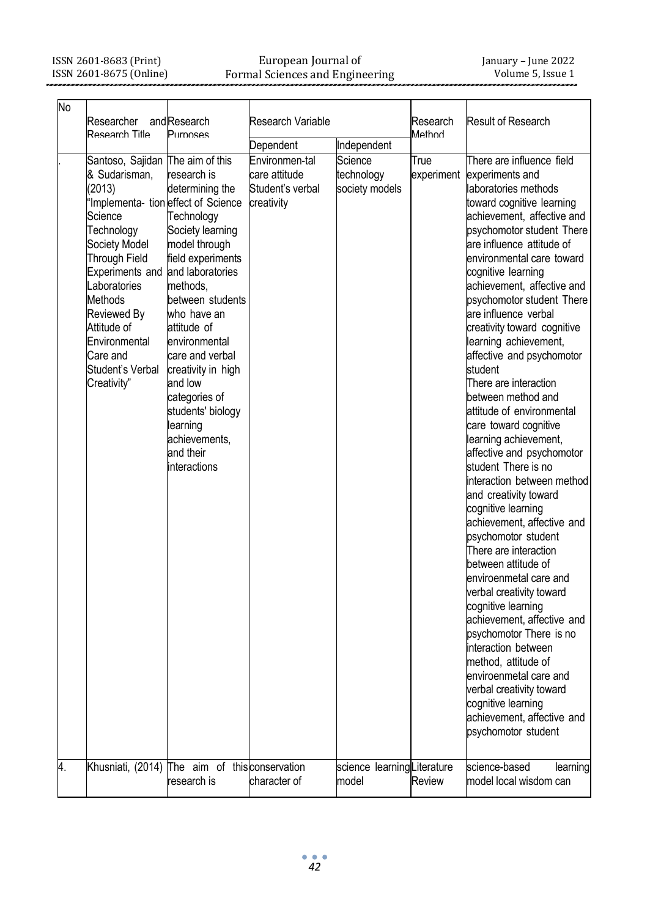| No | Researcher and Research Title | Research Purposes | Research Variable | | Research Method | Result of Research |
|---|---|---|---|---|---|---|
| | | | Dependent | Independent | | |
| . | Santoso, Sajidan & Sudarisman, (2013) "Implementa- tion Science Technology Society Model Through Field Experiments and Laboratories Methods Reviewed By Attitude of Environmental Care and Student's Verbal Creativity" | The aim of this research is determining the effect of Science Technology Society learning model through field experiments and laboratories methods, between students who have an attitude of environmental care and verbal creativity in high and low categories of students' biology learning achievements, and their interactions | Environmen-tal care attitude Student's verbal creativity | Science technology society models | True experiment | There are influence field experiments and laboratories methods toward cognitive learning achievement, affective and psychomotor student There are influence attitude of environmental care toward cognitive learning achievement, affective and psychomotor student There are influence verbal creativity toward cognitive learning achievement, affective and psychomotor student There are interaction between method and attitude of environmental care toward cognitive learning achievement, affective and psychomotor student There is no interaction between method and creativity toward cognitive learning achievement, affective and psychomotor student There are interaction between attitude of enviroenmetal care and verbal creativity toward cognitive learning achievement, affective and psychomotor There is no interaction between method, attitude of enviroenmetal care and verbal creativity toward cognitive learning achievement, affective and psychomotor student |
| 4. | Khusniati, (2014) | The aim of this research is | conservation character of | science learning model | Literature Review | science-based learning model local wisdom can |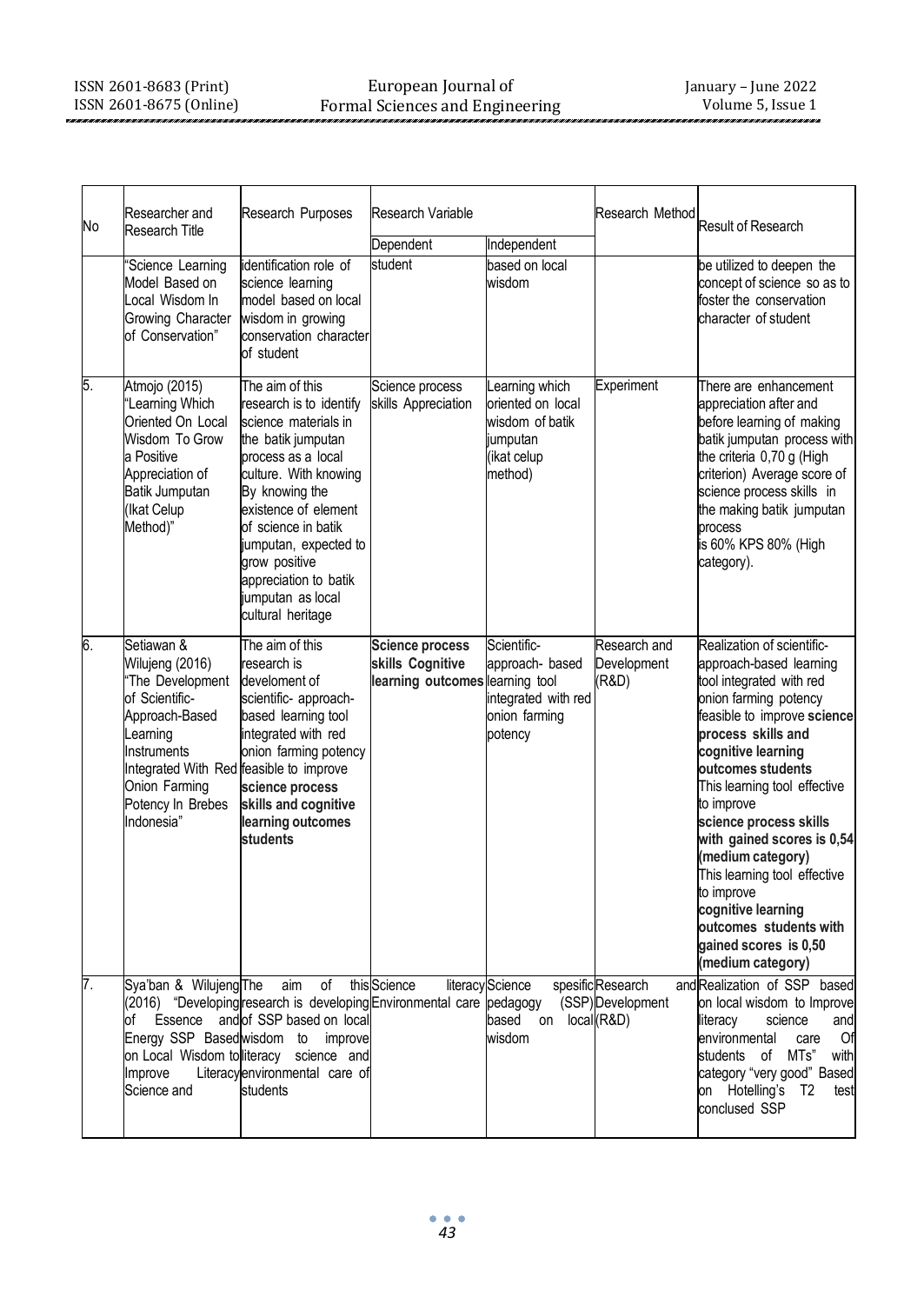| No | Researcher and Research Title | Research Purposes | Research Variable | | Research Method | Result of Research |
|---|---|---|---|---|---|---|
| | | | Dependent | Independent | | |
| | "Science Learning Model Based on Local Wisdom In Growing Character of Conservation" | identification role of science learning model based on local wisdom in growing conservation character of student | student | based on local wisdom | | be utilized to deepen the concept of science so as to foster the conservation character of student |
| 5. | Atmojo (2015) "Learning Which Oriented On Local Wisdom To Grow a Positive Appreciation of Batik Jumputan (Ikat Celup Method)" | The aim of this research is to identify science materials in the batik jumputan process as a local culture. With knowing By knowing the existence of element of science in batik jumputan, expected to grow positive appreciation to batik jumputan as local cultural heritage | Science process skills Appreciation | Learning which oriented on local wisdom of batik jumputan (ikat celup method) | Experiment | There are enhancement appreciation after and before learning of making batik jumputan process with the criteria 0,70 g (High criterion) Average score of science process skills in the making batik jumputan process is 60% KPS 80% (High category). |
| 6. | Setiawan & Wilujeng (2016) "The Development of Scientific-Approach-Based Learning Instruments Integrated With Red Onion Farming Potency In Brebes Indonesia" | The aim of this research is develoment of scientific- approach-based learning tool integrated with red onion farming potency feasible to improve **science process skills and cognitive learning outcomes students** | **Science process skills Cognitive learning outcomes** | Scientific-approach- based learning tool integrated with red onion farming potency | Research and Development (R&D) | Realization of scientific-approach-based learning tool integrated with red onion farming potency feasible to improve **science process skills and cognitive learning outcomes students** This learning tool effective to improve **science process skills with gained scores is 0,54 (medium category)** This learning tool effective to improve **cognitive learning outcomes students with gained scores is 0,50 (medium category)** |
| 7. | Sya'ban & Wilujeng (2016) "Developing of Essence and Energy SSP Based on Local Wisdom to Improve Literacy Science and | The aim of this research is developing of SSP based on local wisdom to improve literacy science and environmental care of students | Science literacy Environmental care | Science spesific pedagogy (SSP) based on local wisdom | Research and Development (R&D) | Realization of SSP based on local wisdom to Improve literacy science and environmental care Of students of MTs" with category "very good" Based on Hotelling's T2 test conclused SSP |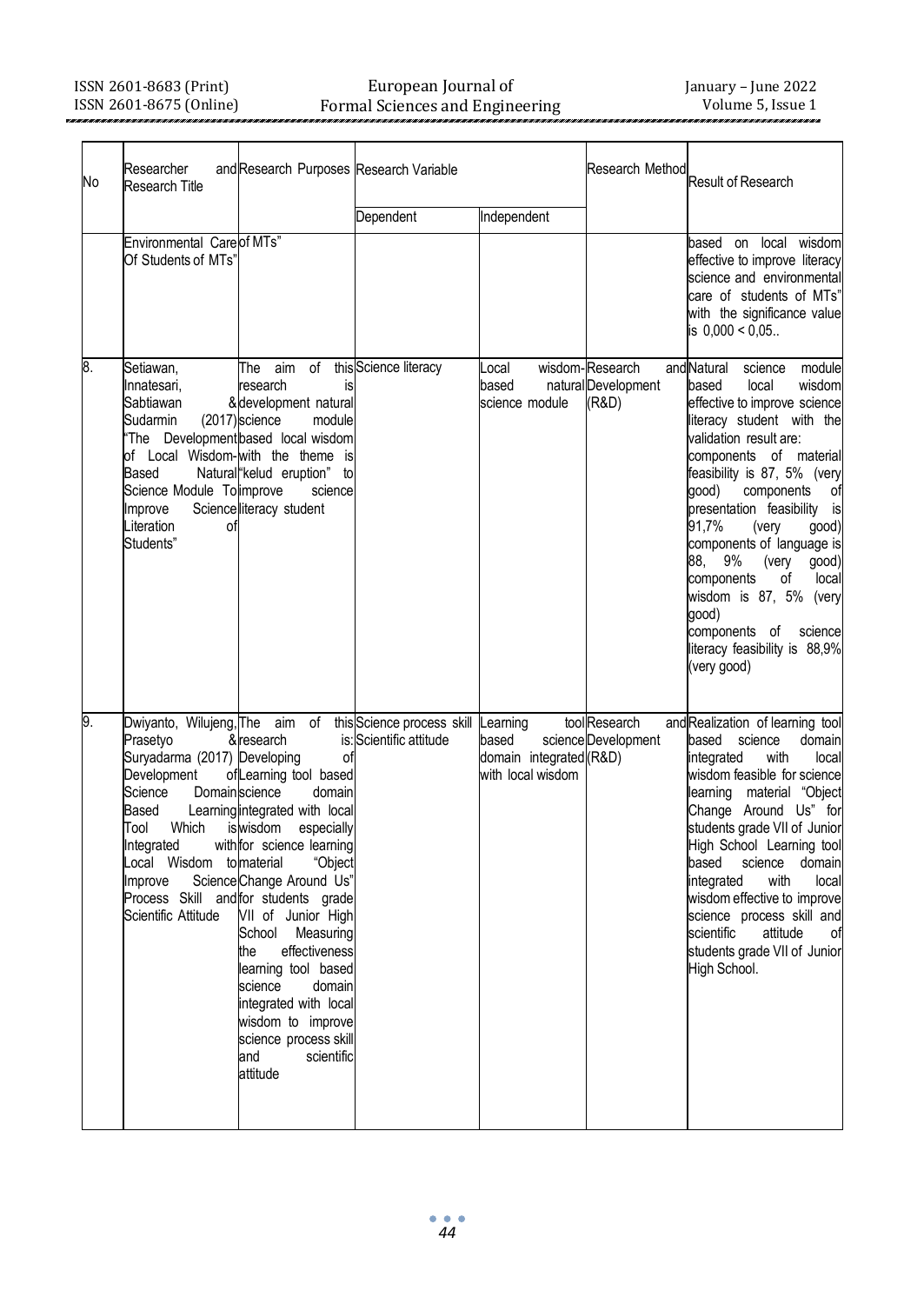| No | Researcher and Research Title | Research Purposes | Research Variable | | Research Method | Result of Research |
|---|---|---|---|---|---|---|
| | | | Dependent | Independent | | |
| | Environmental Care Of Students of MTs" | of MTs" | | | | based on local wisdom effective to improve literacy science and environmental care of students of MTs" with the significance value is 0,000 < 0,05.. |
| 8. | Setiawan, Innatesari, Sabtiawan & Sudarmin (2017) "The Development of Local Wisdom-Based Natural Science Module To Improve Science Literation of Students" | The aim of this research is development natural science module based local wisdom with the theme is "kelud eruption" to improve science literacy student | Science literacy | Local wisdom-based natural science module | Research and Development (R&D) | Natural science module based local wisdom effective to improve science literacy student with the validation result are: components of material feasibility is 87, 5% (very good) components of presentation feasibility is 91,7% (very good) components of language is 88, 9% (very good) components of local wisdom is 87, 5% (very good) components of science literacy feasibility is 88,9% (very good) |
| 9. | Dwiyanto, Wilujeng, Prasetyo & Suryadarma (2017) Development of Science Domain Based Learning Tool Which is Integrated with Local Wisdom to Improve Science Process Skill and Scientific Attitude | The aim of this research is: Developing of Learning tool based science domain integrated with local wisdom especially for science learning material "Object Change Around Us" for students grade VII of Junior High School Measuring the effectiveness learning tool based science domain integrated with local wisdom to improve science process skill and scientific attitude | Science process skill Scientific attitude | Learning tool based science domain integrated with local wisdom | Research and Development (R&D) | Realization of learning tool based science domain integrated with local wisdom feasible for science learning material "Object Change Around Us" for students grade VII of Junior High School Learning tool based science domain integrated with local wisdom effective to improve science process skill and scientific attitude of students grade VII of Junior High School. |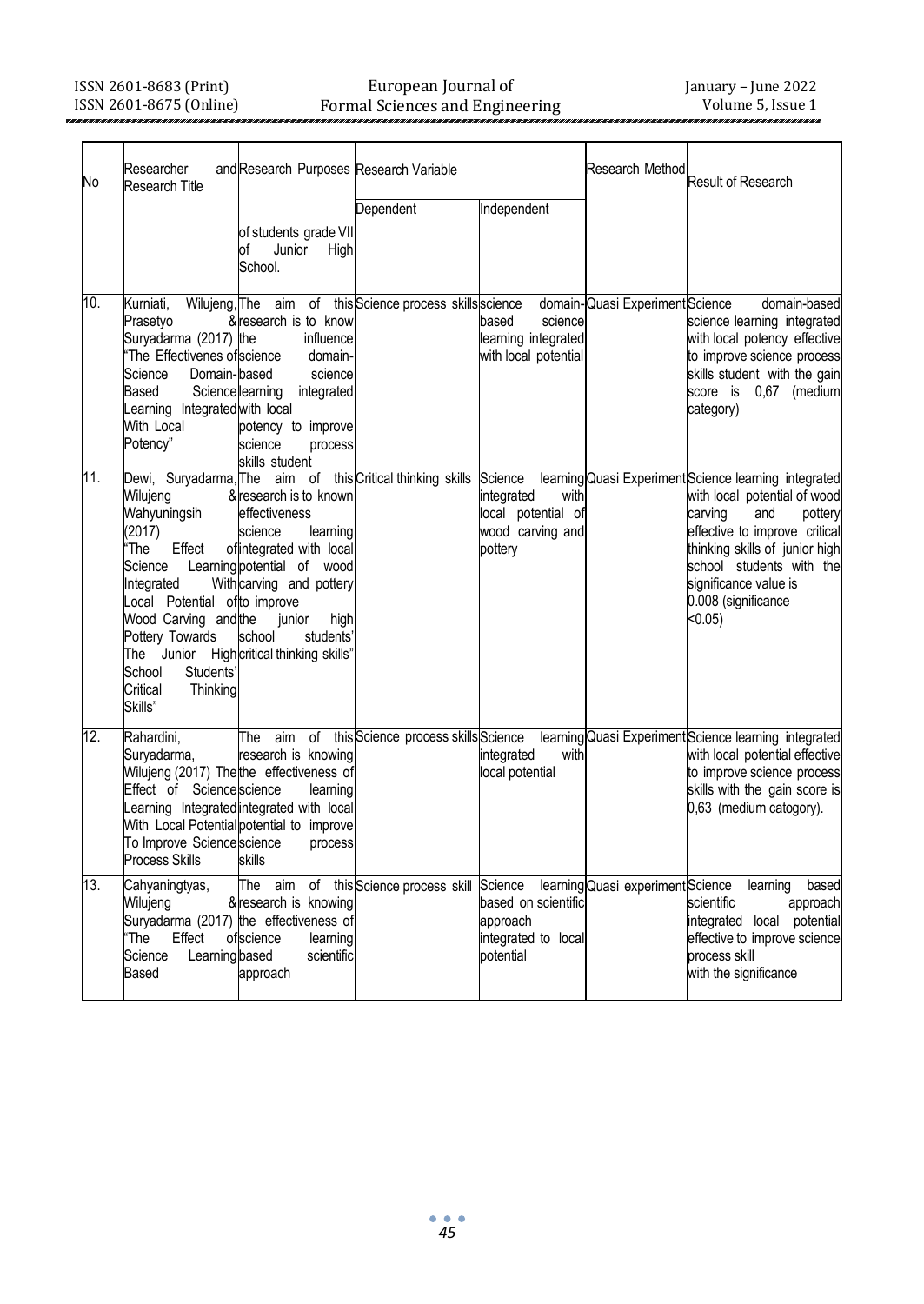| No | Researcher and Research Title | Research Purposes | Research Variable | | Research Method | Result of Research |
|---|---|---|---|---|---|---|
| | | | Dependent | Independent | | |
| | | of students grade VII of Junior High School. | | | | |
| 10. | Kurniati, Wilujeng, Prasetyo & Suryadarma (2017) "The Effectivenes of Science Domain-Based Science Learning Integrated With Local Potency" | The aim of this research is to know the influence science domain-based science learning integrated with local potency to improve science process skills student | Science process skills | science domain-based science learning integrated with local potential | Quasi Experiment | Science domain-based science learning integrated with local potency effective to improve science process skills student with the gain score is 0,67 (medium category) |
| 11. | Dewi, Suryadarma, Wilujeng & Wahyuningsih (2017) "The Effect of Science Learning Integrated With Local Potential of Wood Carving and Pottery Towards The Junior High School Students' Critical Thinking Skills" | The aim of this research is to known effectiveness science learning integrated with local potential of wood carving and pottery to improve the junior high school students' critical thinking skills" | Critical thinking skills | Science learning integrated with local potential of wood carving and pottery | Quasi Experiment | Science learning integrated with local potential of wood carving and pottery effective to improve critical thinking skills of junior high school students with the significance value is 0.008 (significance <0.05) |
| 12. | Rahardini, Suryadarma, Wilujeng (2017) The Effect of Science Learning Integrated With Local Potential To Improve Science Process Skills | The aim of this research is knowing the effectiveness of science learning integrated with local potential to improve science process skills | Science process skills | Science learning integrated with local potential | Quasi Experiment | Science learning integrated with local potential effective to improve science process skills with the gain score is 0,63 (medium catogory). |
| 13. | Cahyaningtyas, Wilujeng & Suryadarma (2017) "The Effect of Science Learning Based | The aim of this research is knowing the effectiveness of science learning based scientific approach | Science process skill | Science learning based on scientific approach integrated to local potential | Quasi experiment | Science learning based scientific approach integrated local potential effective to improve science process skill with the significance |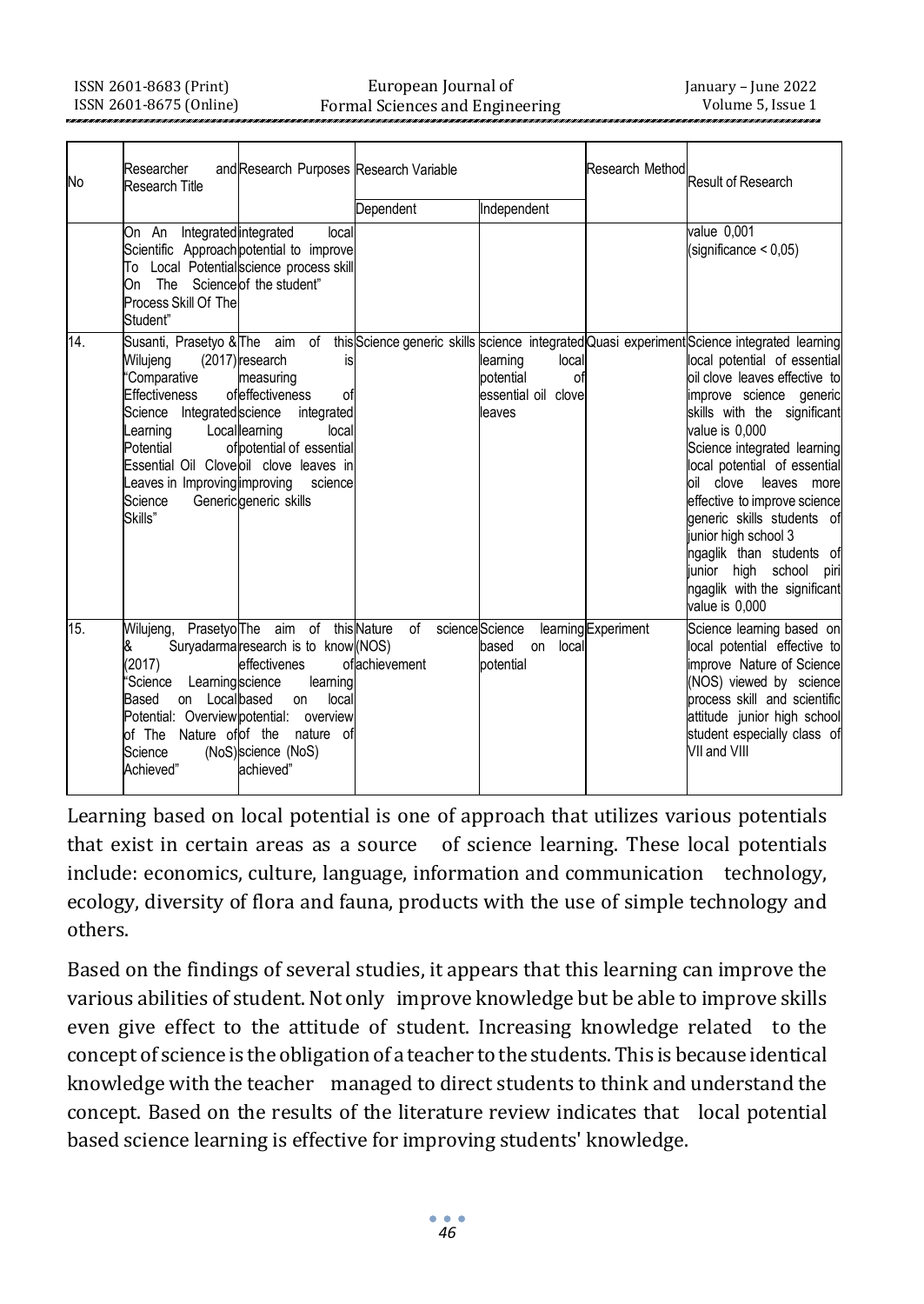| No | Researcher and Research Title | Research Purposes | Research Variable | | Research Method | Result of Research |
|---|---|---|---|---|---|---|
| | | | Dependent | Independent | | |
| | On An Integrated Scientific Approach To Local Potential On The Science Process Skill Of The Student" | integrated local potential to improve science process skill of the student" | | | | value 0,001 (significance < 0,05) |
| 14. | Susanti, Prasetyo & Wilujeng (2017) "Comparative Effectiveness of Science Integrated Learning Local Potential of Essential Oil Clove Leaves in Improving Science Generic Skills" | The aim of this research is measuring effectiveness of science integrated learning local potential of essential oil clove leaves in improving science generic skills | Science generic skills | science integrated learning local potential of essential oil clove leaves | Quasi experiment | Science integrated learning local potential of essential oil clove leaves effective to improve science generic skills with the significant value is 0,000 Science integrated learning local potential of essential oil clove leaves more effective to improve science generic skills students of junior high school 3 ngaglik than students of junior high school piri ngaglik with the significant value is 0,000 |
| 15. | Wilujeng, Prasetyo & Suryadarma (2017) "Science Learning Based on Local Potential: Overview of The Nature of Science (NoS) Achieved" | The aim of this research is to know effectivenes science learning based on local potential: overview of the nature of science (NoS) achieved" | Nature of science (NOS) achievement | Science learning based on local potential | Experiment | Science learning based on local potential effective to improve Nature of Science (NOS) viewed by science process skill and scientific attitude junior high school student especially class of VII and VIII |

Learning based on local potential is one of approach that utilizes various potentials that exist in certain areas as a source of science learning. These local potentials include: economics, culture, language, information and communication technology, ecology, diversity of flora and fauna, products with the use of simple technology and others.

Based on the findings of several studies, it appears that this learning can improve the various abilities of student. Not only improve knowledge but be able to improve skills even give effect to the attitude of student. Increasing knowledge related to the concept of science is the obligation of a teacher to the students. This is because identical knowledge with the teacher managed to direct students to think and understand the concept. Based on the results of the literature review indicates that local potential based science learning is effective for improving students' knowledge.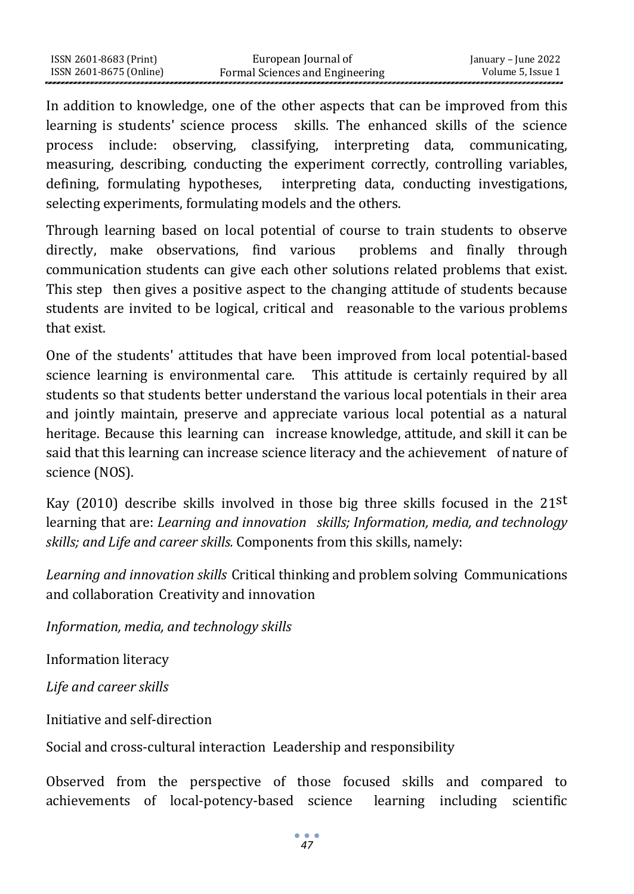In addition to knowledge, one of the other aspects that can be improved from this learning is students' science process skills. The enhanced skills of the science process include: observing, classifying, interpreting data, communicating, measuring, describing, conducting the experiment correctly, controlling variables, defining, formulating hypotheses, interpreting data, conducting investigations, selecting experiments, formulating models and the others.

Through learning based on local potential of course to train students to observe directly, make observations, find various problems and finally through communication students can give each other solutions related problems that exist. This step then gives a positive aspect to the changing attitude of students because students are invited to be logical, critical and reasonable to the various problems that exist.

One of the students' attitudes that have been improved from local potential-based science learning is environmental care. This attitude is certainly required by all students so that students better understand the various local potentials in their area and jointly maintain, preserve and appreciate various local potential as a natural heritage. Because this learning can increase knowledge, attitude, and skill it can be said that this learning can increase science literacy and the achievement of nature of science (NOS).

Kay (2010) describe skills involved in those big three skills focused in the 21st learning that are: *Learning and innovation skills; Information, media, and technology skills; and Life and career skills.* Components from this skills, namely:

*Learning and innovation skills* Critical thinking and problem solving Communications and collaboration Creativity and innovation

*Information, media, and technology skills*

Information literacy

*Life and career skills*

Initiative and self-direction

Social and cross-cultural interaction Leadership and responsibility

Observed from the perspective of those focused skills and compared to achievements of local-potency-based science learning including scientific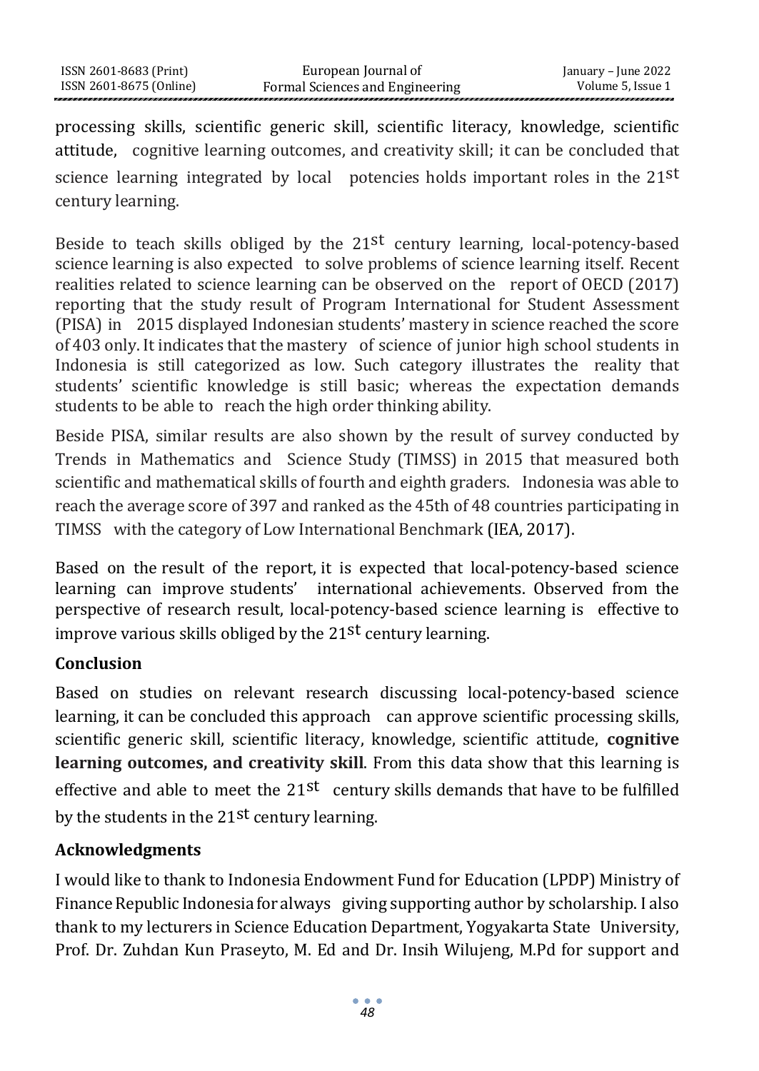processing skills, scientific generic skill, scientific literacy, knowledge, scientific attitude, cognitive learning outcomes, and creativity skill; it can be concluded that science learning integrated by local potencies holds important roles in the 21st century learning.

Beside to teach skills obliged by the 21st century learning, local-potency-based science learning is also expected to solve problems of science learning itself. Recent realities related to science learning can be observed on the report of OECD (2017) reporting that the study result of Program International for Student Assessment (PISA) in 2015 displayed Indonesian students' mastery in science reached the score of 403 only. It indicates that the mastery of science of junior high school students in Indonesia is still categorized as low. Such category illustrates the reality that students' scientific knowledge is still basic; whereas the expectation demands students to be able to reach the high order thinking ability.

Beside PISA, similar results are also shown by the result of survey conducted by Trends in Mathematics and Science Study (TIMSS) in 2015 that measured both scientific and mathematical skills of fourth and eighth graders. Indonesia was able to reach the average score of 397 and ranked as the 45th of 48 countries participating in TIMSS with the category of Low International Benchmark (IEA, 2017).

Based on the result of the report, it is expected that local-potency-based science learning can improve students' international achievements. Observed from the perspective of research result, local-potency-based science learning is effective to improve various skills obliged by the 21st century learning.

## Conclusion

Based on studies on relevant research discussing local-potency-based science learning, it can be concluded this approach can approve scientific processing skills, scientific generic skill, scientific literacy, knowledge, scientific attitude, **cognitive learning outcomes, and creativity skill**. From this data show that this learning is effective and able to meet the 21st century skills demands that have to be fulfilled by the students in the 21st century learning.

## Acknowledgments

I would like to thank to Indonesia Endowment Fund for Education (LPDP) Ministry of Finance Republic Indonesia for always giving supporting author by scholarship. I also thank to my lecturers in Science Education Department, Yogyakarta State University, Prof. Dr. Zuhdan Kun Praseyto, M. Ed and Dr. Insih Wilujeng, M.Pd for support and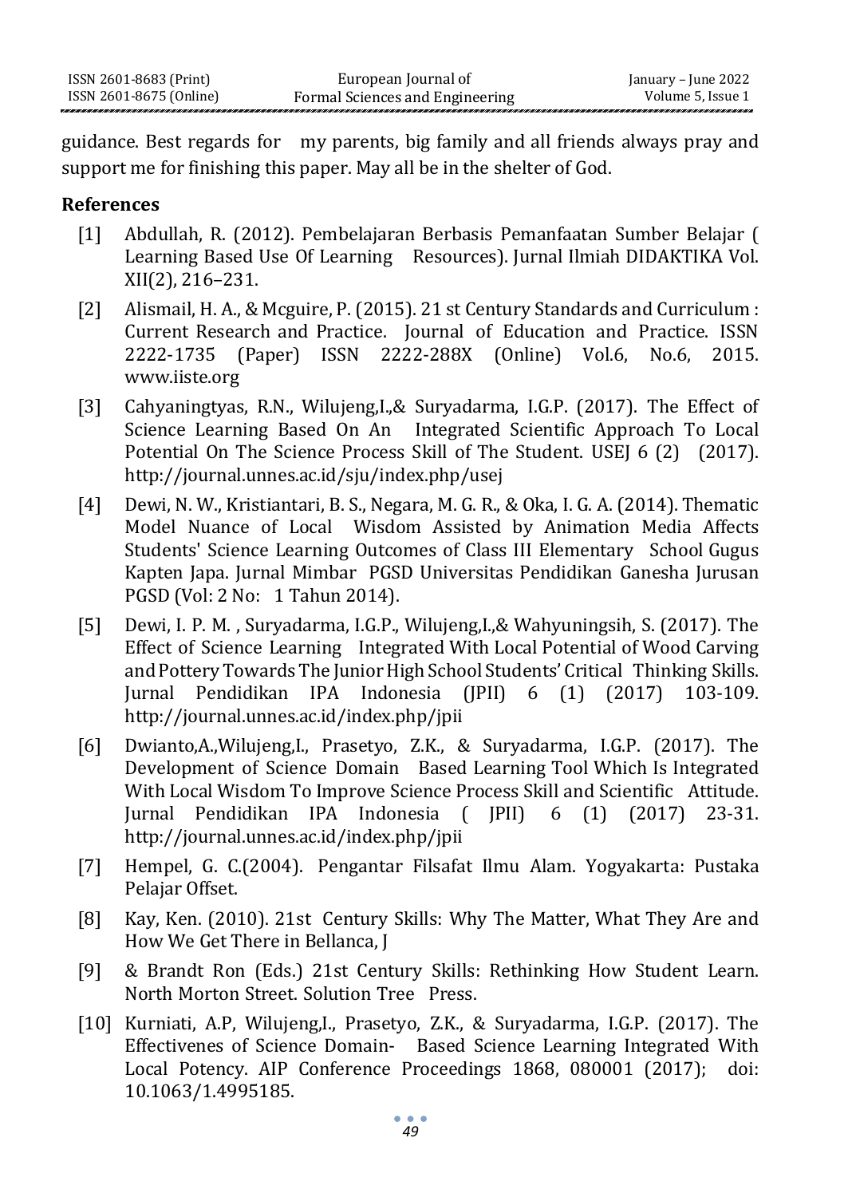guidance. Best regards for my parents, big family and all friends always pray and support me for finishing this paper. May all be in the shelter of God.

**References**

[1] Abdullah, R. (2012). Pembelajaran Berbasis Pemanfaatan Sumber Belajar ( Learning Based Use Of Learning Resources). Jurnal Ilmiah DIDAKTIKA Vol. XII(2), 216–231.

[2] Alismail, H. A., & Mcguire, P. (2015). 21 st Century Standards and Curriculum : Current Research and Practice. Journal of Education and Practice. ISSN 2222-1735 (Paper) ISSN 2222-288X (Online) Vol.6, No.6, 2015. www.iiste.org

[3] Cahyaningtyas, R.N., Wilujeng,I.,& Suryadarma, I.G.P. (2017). The Effect of Science Learning Based On An Integrated Scientific Approach To Local Potential On The Science Process Skill of The Student. USEJ 6 (2) (2017). http://journal.unnes.ac.id/sju/index.php/usej

[4] Dewi, N. W., Kristiantari, B. S., Negara, M. G. R., & Oka, I. G. A. (2014). Thematic Model Nuance of Local Wisdom Assisted by Animation Media Affects Students' Science Learning Outcomes of Class III Elementary School Gugus Kapten Japa. Jurnal Mimbar PGSD Universitas Pendidikan Ganesha Jurusan PGSD (Vol: 2 No: 1 Tahun 2014).

[5] Dewi, I. P. M. , Suryadarma, I.G.P., Wilujeng,I.,& Wahyuningsih, S. (2017). The Effect of Science Learning Integrated With Local Potential of Wood Carving and Pottery Towards The Junior High School Students' Critical Thinking Skills. Jurnal Pendidikan IPA Indonesia (JPII) 6 (1) (2017) 103-109. http://journal.unnes.ac.id/index.php/jpii

[6] Dwianto,A.,Wilujeng,I., Prasetyo, Z.K., & Suryadarma, I.G.P. (2017). The Development of Science Domain Based Learning Tool Which Is Integrated With Local Wisdom To Improve Science Process Skill and Scientific Attitude. Jurnal Pendidikan IPA Indonesia ( JPII) 6 (1) (2017) 23-31. http://journal.unnes.ac.id/index.php/jpii

[7] Hempel, G. C.(2004). Pengantar Filsafat Ilmu Alam. Yogyakarta: Pustaka Pelajar Offset.

[8] Kay, Ken. (2010). 21st Century Skills: Why The Matter, What They Are and How We Get There in Bellanca, J

[9] & Brandt Ron (Eds.) 21st Century Skills: Rethinking How Student Learn. North Morton Street. Solution Tree Press.

[10] Kurniati, A.P, Wilujeng,I., Prasetyo, Z.K., & Suryadarma, I.G.P. (2017). The Effectivenes of Science Domain- Based Science Learning Integrated With Local Potency. AIP Conference Proceedings 1868, 080001 (2017); doi: 10.1063/1.4995185.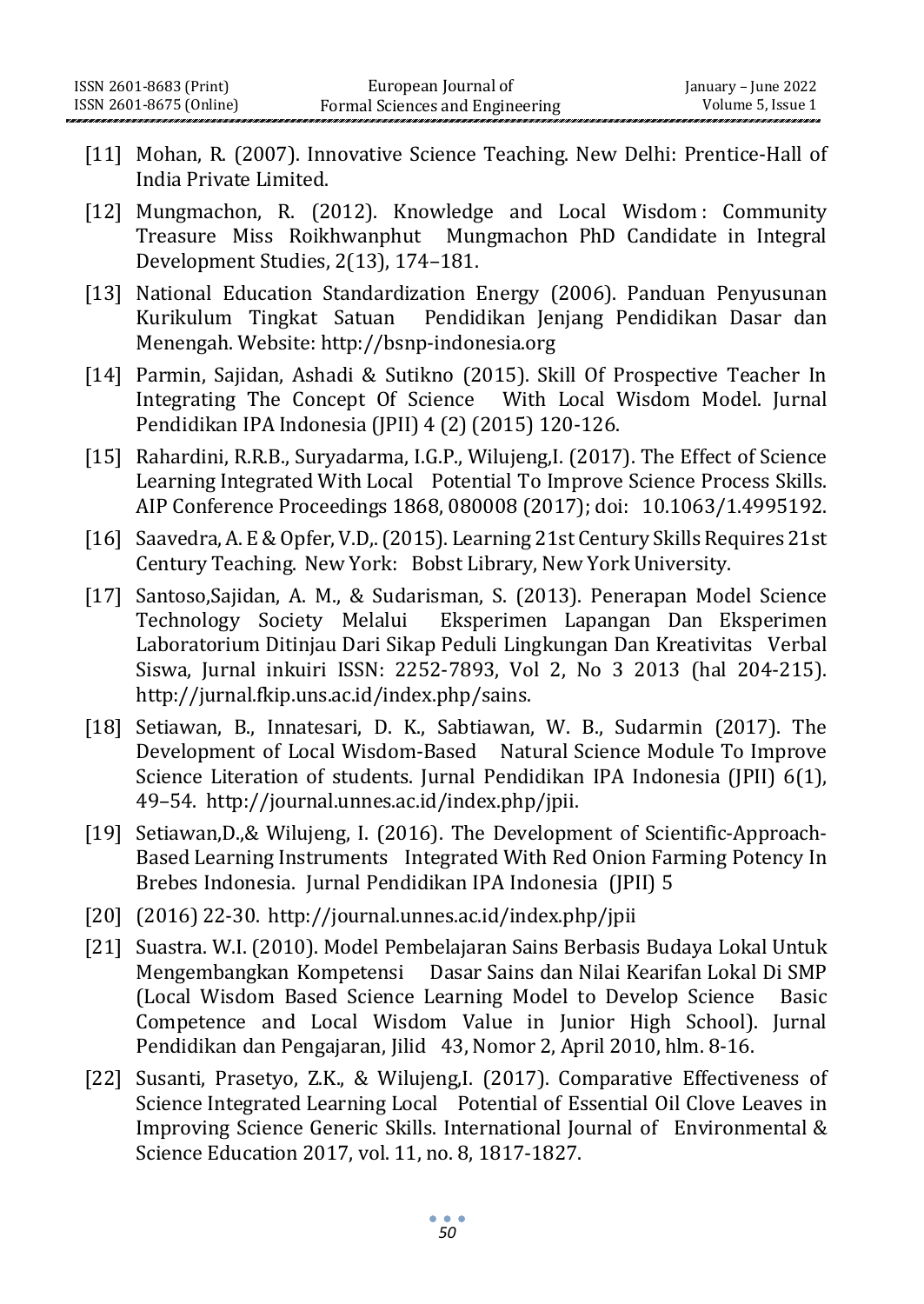[11] Mohan, R. (2007). Innovative Science Teaching. New Delhi: Prentice-Hall of India Private Limited.

[12] Mungmachon, R. (2012). Knowledge and Local Wisdom : Community Treasure Miss Roikhwanphut Mungmachon PhD Candidate in Integral Development Studies, 2(13), 174–181.

[13] National Education Standardization Energy (2006). Panduan Penyusunan Kurikulum Tingkat Satuan Pendidikan Jenjang Pendidikan Dasar dan Menengah. Website: http://bsnp-indonesia.org

[14] Parmin, Sajidan, Ashadi & Sutikno (2015). Skill Of Prospective Teacher In Integrating The Concept Of Science With Local Wisdom Model. Jurnal Pendidikan IPA Indonesia (JPII) 4 (2) (2015) 120-126.

[15] Rahardini, R.R.B., Suryadarma, I.G.P., Wilujeng,I. (2017). The Effect of Science Learning Integrated With Local Potential To Improve Science Process Skills. AIP Conference Proceedings 1868, 080008 (2017); doi: 10.1063/1.4995192.

[16] Saavedra, A. E & Opfer, V.D,. (2015). Learning 21st Century Skills Requires 21st Century Teaching. New York: Bobst Library, New York University.

[17] Santoso,Sajidan, A. M., & Sudarisman, S. (2013). Penerapan Model Science Technology Society Melalui Eksperimen Lapangan Dan Eksperimen Laboratorium Ditinjau Dari Sikap Peduli Lingkungan Dan Kreativitas Verbal Siswa, Jurnal inkuiri ISSN: 2252-7893, Vol 2, No 3 2013 (hal 204-215). http://jurnal.fkip.uns.ac.id/index.php/sains.

[18] Setiawan, B., Innatesari, D. K., Sabtiawan, W. B., Sudarmin (2017). The Development of Local Wisdom-Based Natural Science Module To Improve Science Literation of students. Jurnal Pendidikan IPA Indonesia (JPII) 6(1), 49–54. http://journal.unnes.ac.id/index.php/jpii.

[19] Setiawan,D.,& Wilujeng, I. (2016). The Development of Scientific-Approach-Based Learning Instruments Integrated With Red Onion Farming Potency In Brebes Indonesia. Jurnal Pendidikan IPA Indonesia (JPII) 5

[20] (2016) 22-30. http://journal.unnes.ac.id/index.php/jpii

[21] Suastra. W.I. (2010). Model Pembelajaran Sains Berbasis Budaya Lokal Untuk Mengembangkan Kompetensi Dasar Sains dan Nilai Kearifan Lokal Di SMP (Local Wisdom Based Science Learning Model to Develop Science Basic Competence and Local Wisdom Value in Junior High School). Jurnal Pendidikan dan Pengajaran, Jilid 43, Nomor 2, April 2010, hlm. 8-16.

[22] Susanti, Prasetyo, Z.K., & Wilujeng,I. (2017). Comparative Effectiveness of Science Integrated Learning Local Potential of Essential Oil Clove Leaves in Improving Science Generic Skills. International Journal of Environmental & Science Education 2017, vol. 11, no. 8, 1817-1827.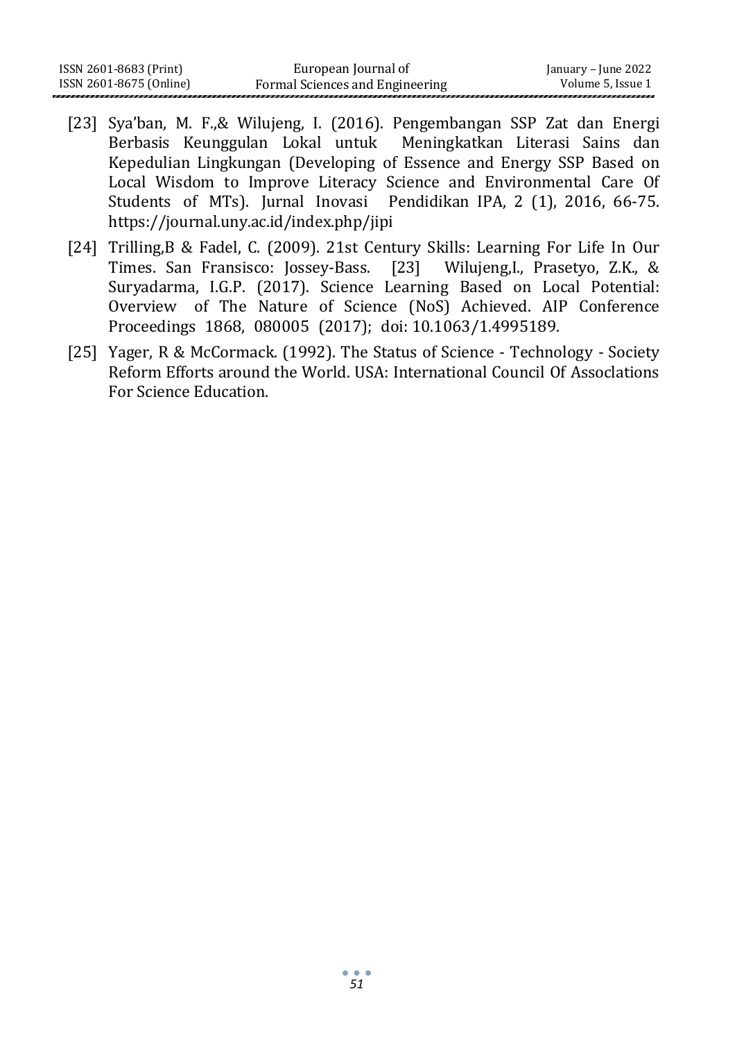[23] Sya'ban, M. F.,& Wilujeng, I. (2016). Pengembangan SSP Zat dan Energi Berbasis Keunggulan Lokal untuk Meningkatkan Literasi Sains dan Kepedulian Lingkungan (Developing of Essence and Energy SSP Based on Local Wisdom to Improve Literacy Science and Environmental Care Of Students of MTs). Jurnal Inovasi Pendidikan IPA, 2 (1), 2016, 66-75. https://journal.uny.ac.id/index.php/jipi

[24] Trilling,B & Fadel, C. (2009). 21st Century Skills: Learning For Life In Our Times. San Fransisco: Jossey-Bass. [23] Wilujeng,I., Prasetyo, Z.K., & Suryadarma, I.G.P. (2017). Science Learning Based on Local Potential: Overview of The Nature of Science (NoS) Achieved. AIP Conference Proceedings 1868, 080005 (2017); doi: 10.1063/1.4995189.

[25] Yager, R & McCormack. (1992). The Status of Science - Technology - Society Reform Efforts around the World. USA: International Council Of Assoclations For Science Education.